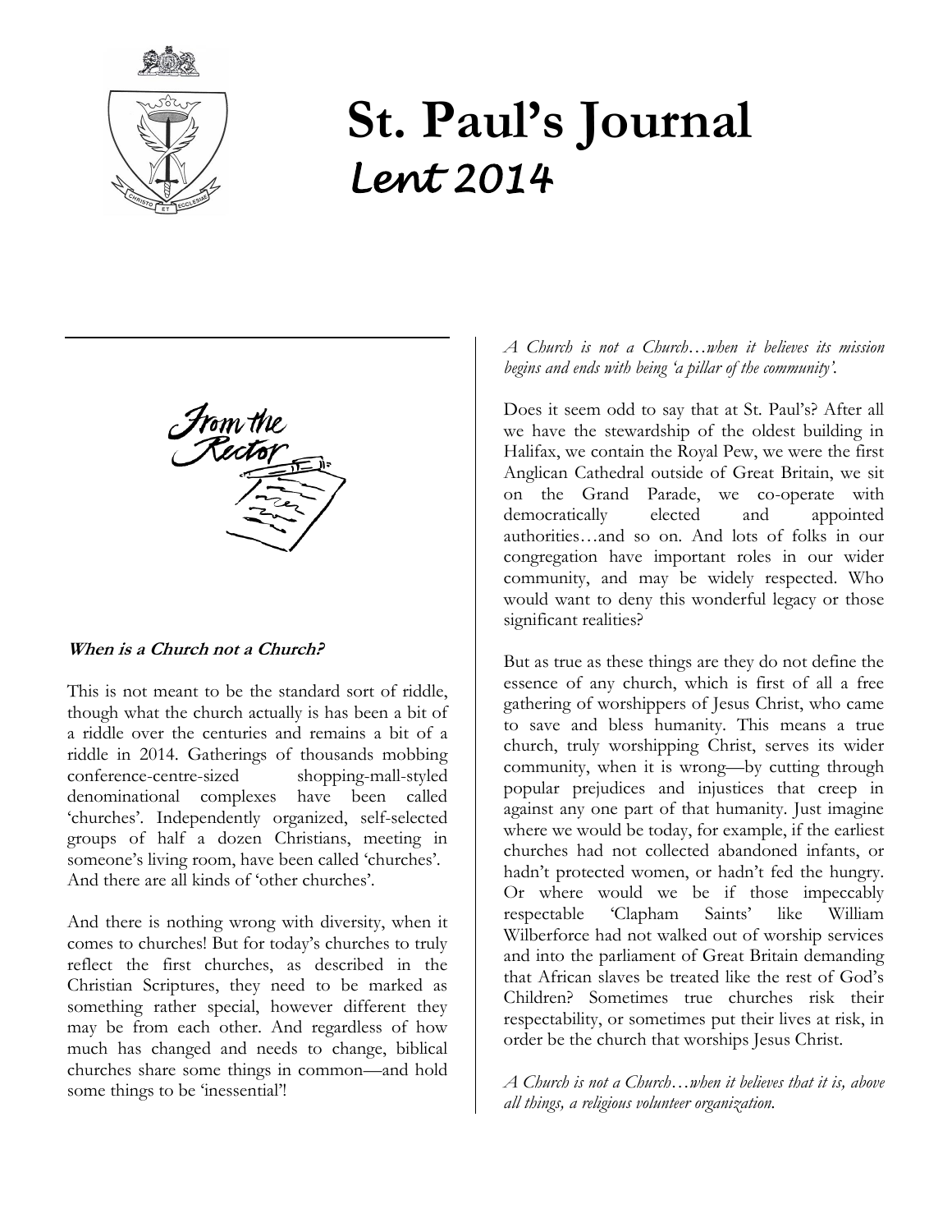# St. Paul's Journal

## *Lent 2014*

From the Rector

**When is a Church not a Church?**

This is not meant to be the standard sort of riddle, though what the church actually is has been a bit of a riddle over the centuries and remains a bit of a riddle in 2014. Gatherings of thousands mobbing conference-centre-sized shopping-mall-styled denominational complexes have been called 'churches'. Independently organized, self-selected groups of half a dozen Christians, meeting in someone's living room, have been called 'churches'. And there are all kinds of 'other churches'.

And there is nothing wrong with diversity, when it comes to churches! But for today's churches to truly reflect the first churches, as described in the Christian Scriptures, they need to be marked as something rather special, however different they may be from each other. And regardless of how much has changed and needs to change, biblical churches share some things in common—and hold some things to be 'inessential'!

*A Church is not a Church…when it believes its mission begins and ends with being 'a pillar of the community'.*

Does it seem odd to say that at St. Paul's? After all we have the stewardship of the oldest building in Halifax, we contain the Royal Pew, we were the first Anglican Cathedral outside of Great Britain, we sit on the Grand Parade, we co-operate with democratically elected and appointed authorities…and so on. And lots of folks in our congregation have important roles in our wider community, and may be widely respected. Who would want to deny this wonderful legacy or those significant realities?

But as true as these things are they do not define the essence of any church, which is first of all a free gathering of worshippers of Jesus Christ, who came to save and bless humanity. This means a true church, truly worshipping Christ, serves its wider community, when it is wrong—by cutting through popular prejudices and injustices that creep in against any one part of that humanity. Just imagine where we would be today, for example, if the earliest churches had not collected abandoned infants, or hadn't protected women, or hadn't fed the hungry. Or where would we be if those impeccably respectable 'Clapham Saints' like William Wilberforce had not walked out of worship services and into the parliament of Great Britain demanding that African slaves be treated like the rest of God's Children? Sometimes true churches risk their respectability, or sometimes put their lives at risk, in order be the church that worships Jesus Christ.

*A Church is not a Church…when it believes that it is, above all things, a religious volunteer organization.*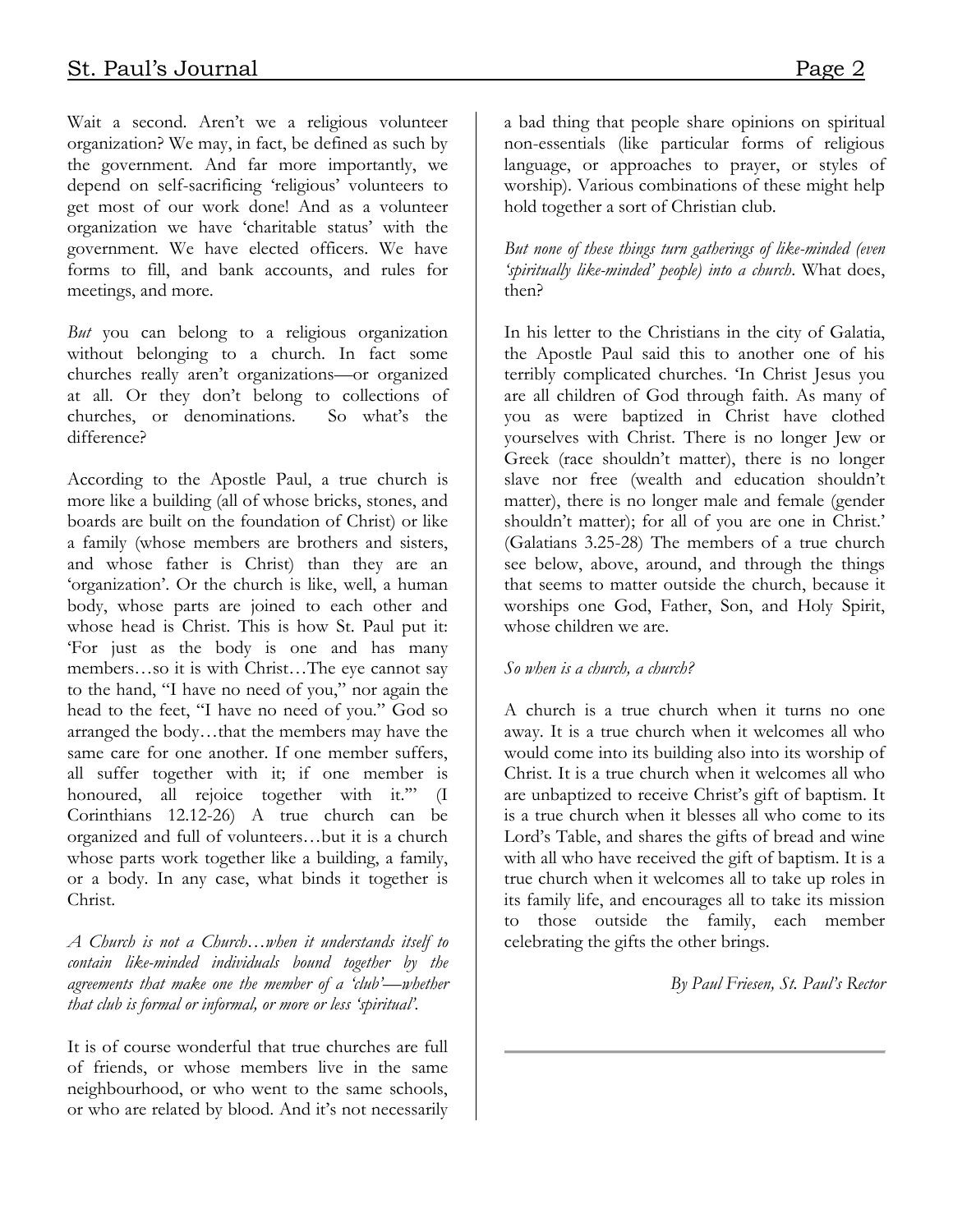Wait a second. Aren't we a religious volunteer organization? We may, in fact, be defined as such by the government. And far more importantly, we depend on self-sacrificing 'religious' volunteers to get most of our work done! And as a volunteer organization we have 'charitable status' with the government. We have elected officers. We have forms to fill, and bank accounts, and rules for meetings, and more.

*But* you can belong to a religious organization without belonging to a church. In fact some churches really aren't organizations—or organized at all. Or they don't belong to collections of churches, or denominations. So what's the difference?

According to the Apostle Paul, a true church is more like a building (all of whose bricks, stones, and boards are built on the foundation of Christ) or like a family (whose members are brothers and sisters, and whose father is Christ) than they are an 'organization'. Or the church is like, well, a human body, whose parts are joined to each other and whose head is Christ. This is how St. Paul put it: 'For just as the body is one and has many members…so it is with Christ…The eye cannot say to the hand, "I have no need of you," nor again the head to the feet, "I have no need of you." God so arranged the body…that the members may have the same care for one another. If one member suffers, all suffer together with it; if one member is honoured, all rejoice together with it."' (I Corinthians 12.12-26) A true church can be organized and full of volunteers…but it is a church whose parts work together like a building, a family, or a body. In any case, what binds it together is Christ.

*A Church is not a Church…when it understands itself to contain like-minded individuals bound together by the agreements that make one the member of a 'club'—whether that club is formal or informal, or more or less 'spiritual'.*

It is of course wonderful that true churches are full of friends, or whose members live in the same neighbourhood, or who went to the same schools, or who are related by blood. And it's not necessarily a bad thing that people share opinions on spiritual non-essentials (like particular forms of religious language, or approaches to prayer, or styles of worship). Various combinations of these might help hold together a sort of Christian club.

*But none of these things turn gatherings of like-minded (even 'spiritually like-minded' people) into a church*. What does, then?

In his letter to the Christians in the city of Galatia, the Apostle Paul said this to another one of his terribly complicated churches. 'In Christ Jesus you are all children of God through faith. As many of you as were baptized in Christ have clothed yourselves with Christ. There is no longer Jew or Greek (race shouldn't matter), there is no longer slave nor free (wealth and education shouldn't matter), there is no longer male and female (gender shouldn't matter); for all of you are one in Christ.' (Galatians 3.25-28) The members of a true church see below, above, around, and through the things that seems to matter outside the church, because it worships one God, Father, Son, and Holy Spirit, whose children we are.

*So when is a church, a church?*

A church is a true church when it turns no one away. It is a true church when it welcomes all who would come into its building also into its worship of Christ. It is a true church when it welcomes all who are unbaptized to receive Christ's gift of baptism. It is a true church when it blesses all who come to its Lord's Table, and shares the gifts of bread and wine with all who have received the gift of baptism. It is a true church when it welcomes all to take up roles in its family life, and encourages all to take its mission to those outside the family, each member celebrating the gifts the other brings.

*By Paul Friesen, St. Paul's Rector*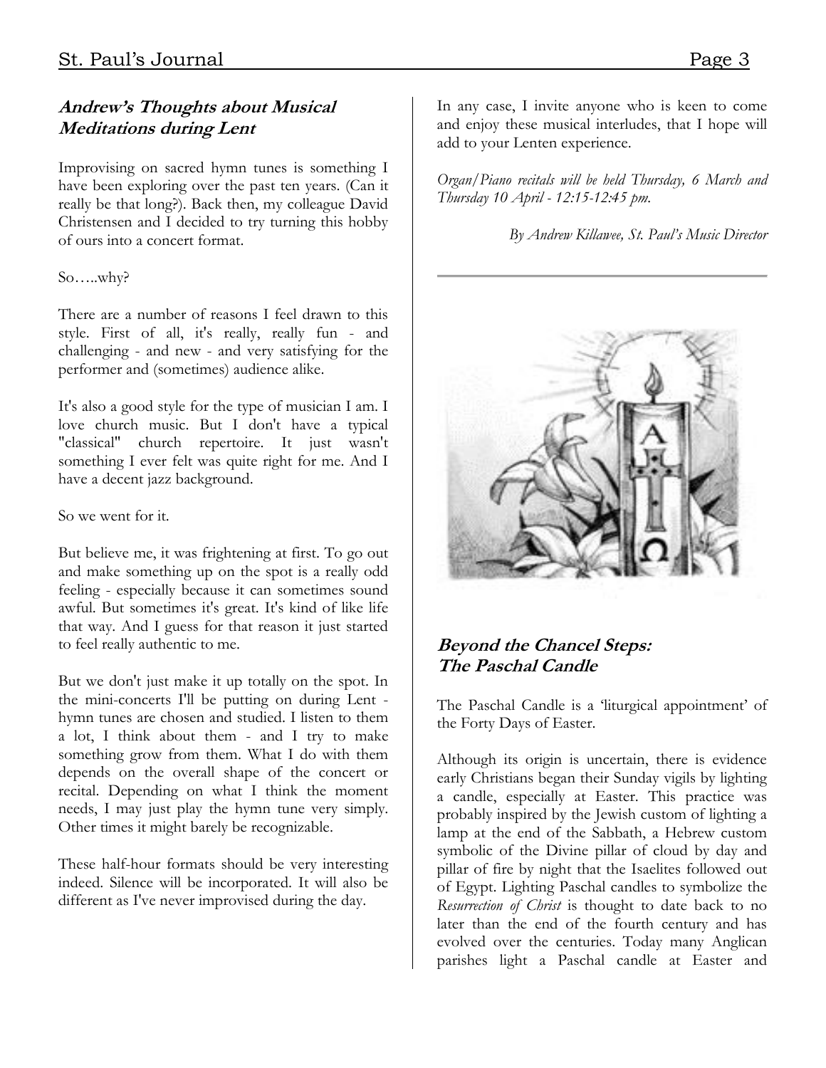### *Andrew's Thoughts about Musical Meditations during Lent*

Improvising on sacred hymn tunes is something I have been exploring over the past ten years. (Can it really be that long?). Back then, my colleague David Christensen and I decided to try turning this hobby of ours into a concert format.

So…..why?

There are a number of reasons I feel drawn to this style. First of all, it's really, really fun - and challenging - and new - and very satisfying for the performer and (sometimes) audience alike.

It's also a good style for the type of musician I am. I love church music. But I don't have a typical "classical" church repertoire. It just wasn't something I ever felt was quite right for me. And I have a decent jazz background.

So we went for it.

But believe me, it was frightening at first. To go out and make something up on the spot is a really odd feeling - especially because it can sometimes sound awful. But sometimes it's great. It's kind of like life that way. And I guess for that reason it just started to feel really authentic to me.

But we don't just make it up totally on the spot. In the mini-concerts I'll be putting on during Lent - hymn tunes are chosen and studied. I listen to them a lot, I think about them - and I try to make something grow from them. What I do with them depends on the overall shape of the concert or recital. Depending on what I think the moment needs, I may just play the hymn tune very simply. Other times it might barely be recognizable.

These half-hour formats should be very interesting indeed. Silence will be incorporated. It will also be different as I've never improvised during the day.

In any case, I invite anyone who is keen to come and enjoy these musical interludes, that I hope will add to your Lenten experience.

*Organ/Piano recitals will be held Thursday, 6 March and Thursday 10 April - 12:15-12:45 pm.*

*By Andrew Killawee, St. Paul's Music Director*

---

### *Beyond the Chancel Steps: The Paschal Candle*

The Paschal Candle is a 'liturgical appointment' of the Forty Days of Easter.

Although its origin is uncertain, there is evidence early Christians began their Sunday vigils by lighting a candle, especially at Easter. This practice was probably inspired by the Jewish custom of lighting a lamp at the end of the Sabbath, a Hebrew custom symbolic of the Divine pillar of cloud by day and pillar of fire by night that the Isaelites followed out of Egypt. Lighting Paschal candles to symbolize the *Resurrection of Christ* is thought to date back to no later than the end of the fourth century and has evolved over the centuries. Today many Anglican parishes light a Paschal candle at Easter and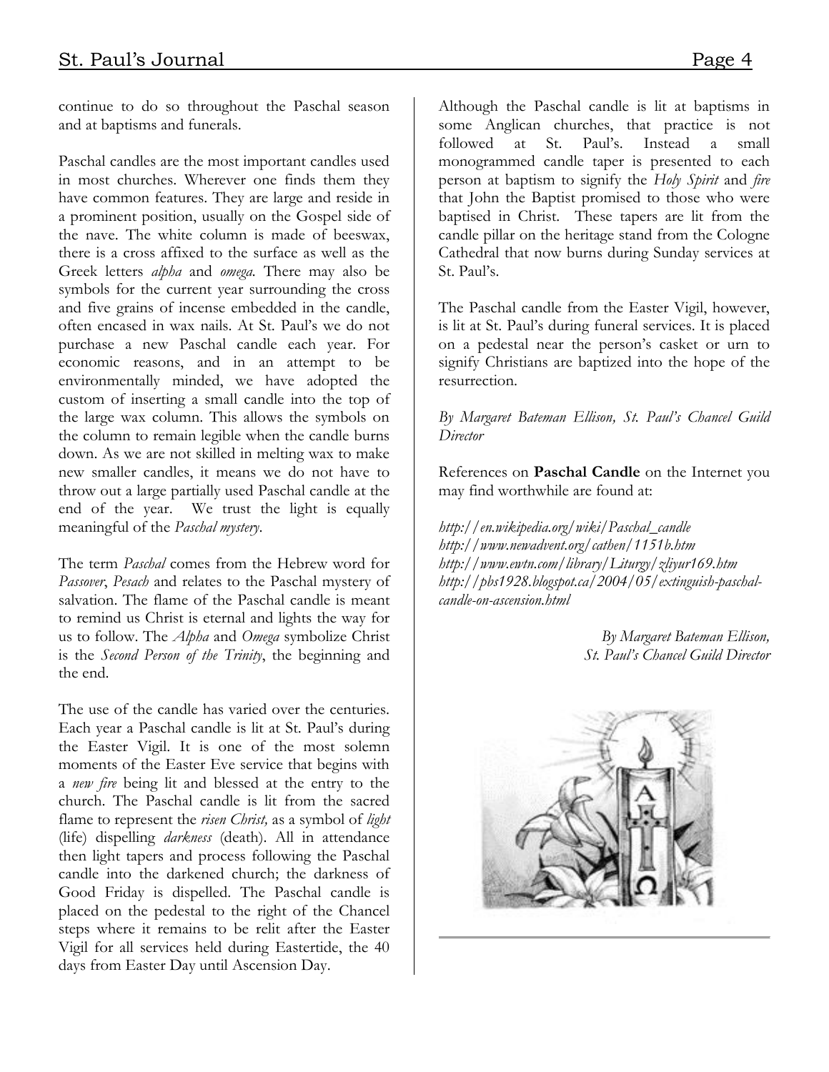continue to do so throughout the Paschal season and at baptisms and funerals.

Paschal candles are the most important candles used in most churches. Wherever one finds them they have common features. They are large and reside in a prominent position, usually on the Gospel side of the nave. The white column is made of beeswax, there is a cross affixed to the surface as well as the Greek letters *alpha* and *omega.* There may also be symbols for the current year surrounding the cross and five grains of incense embedded in the candle, often encased in wax nails. At St. Paul's we do not purchase a new Paschal candle each year. For economic reasons, and in an attempt to be environmentally minded, we have adopted the custom of inserting a small candle into the top of the large wax column. This allows the symbols on the column to remain legible when the candle burns down. As we are not skilled in melting wax to make new smaller candles, it means we do not have to throw out a large partially used Paschal candle at the end of the year. We trust the light is equally meaningful of the *Paschal mystery*.

The term *Paschal* comes from the Hebrew word for *Passover*, *Pesach* and relates to the Paschal mystery of salvation. The flame of the Paschal candle is meant to remind us Christ is eternal and lights the way for us to follow. The *Alpha* and *Omega* symbolize Christ is the *Second Person of the Trinity*, the beginning and the end.

The use of the candle has varied over the centuries. Each year a Paschal candle is lit at St. Paul's during the Easter Vigil. It is one of the most solemn moments of the Easter Eve service that begins with a *new fire* being lit and blessed at the entry to the church. The Paschal candle is lit from the sacred flame to represent the *risen Christ,* as a symbol of *light* (life) dispelling *darkness* (death). All in attendance then light tapers and process following the Paschal candle into the darkened church; the darkness of Good Friday is dispelled. The Paschal candle is placed on the pedestal to the right of the Chancel steps where it remains to be relit after the Easter Vigil for all services held during Eastertide, the 40 days from Easter Day until Ascension Day.

Although the Paschal candle is lit at baptisms in some Anglican churches, that practice is not followed at St. Paul's. Instead a small monogrammed candle taper is presented to each person at baptism to signify the *Holy Spirit* and *fire* that John the Baptist promised to those who were baptised in Christ. These tapers are lit from the candle pillar on the heritage stand from the Cologne Cathedral that now burns during Sunday services at St. Paul's.

The Paschal candle from the Easter Vigil, however, is lit at St. Paul's during funeral services. It is placed on a pedestal near the person's casket or urn to signify Christians are baptized into the hope of the resurrection.

*By Margaret Bateman Ellison, St. Paul's Chancel Guild Director*

References on **Paschal Candle** on the Internet you may find worthwhile are found at:

*http://en.wikipedia.org/wiki/Paschal_candle*
*http://www.newadvent.org/cathen/11516b.htm*
*http://www.ewtn.com/library/Liturgy/zliyur169.htm*
*http://pbs1928.blogspot.ca/2004/05/extinguish-paschal-candle-on-ascension.html*

*By Margaret Bateman Ellison,*
*St. Paul's Chancel Guild Director*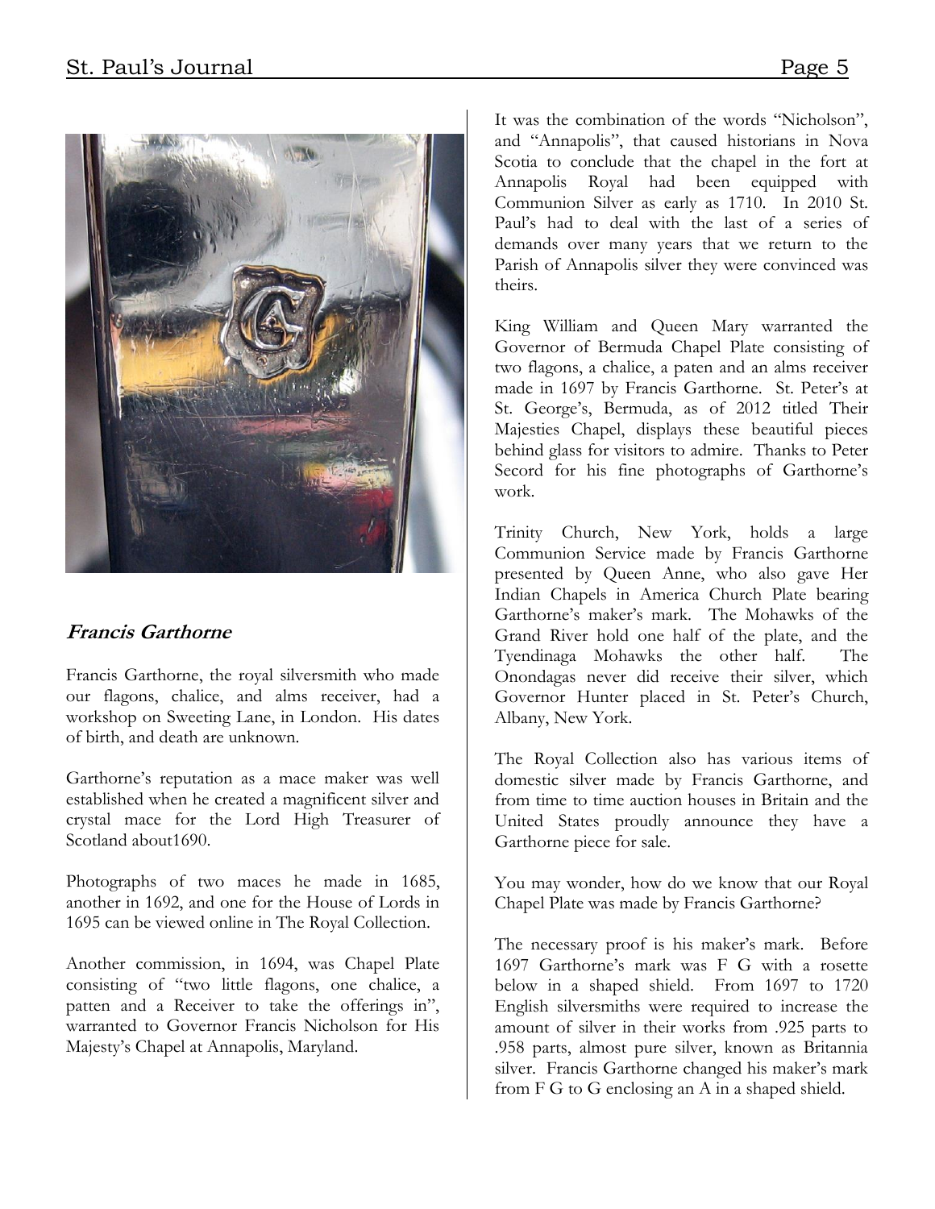## *Francis Garthorne*

Francis Garthorne, the royal silversmith who made our flagons, chalice, and alms receiver, had a workshop on Sweeting Lane, in London. His dates of birth, and death are unknown.

Garthorne's reputation as a mace maker was well established when he created a magnificent silver and crystal mace for the Lord High Treasurer of Scotland about1690.

Photographs of two maces he made in 1685, another in 1692, and one for the House of Lords in 1695 can be viewed online in The Royal Collection.

Another commission, in 1694, was Chapel Plate consisting of "two little flagons, one chalice, a patten and a Receiver to take the offerings in", warranted to Governor Francis Nicholson for His Majesty's Chapel at Annapolis, Maryland.

It was the combination of the words "Nicholson", and "Annapolis", that caused historians in Nova Scotia to conclude that the chapel in the fort at Annapolis Royal had been equipped with Communion Silver as early as 1710. In 2010 St. Paul's had to deal with the last of a series of demands over many years that we return to the Parish of Annapolis silver they were convinced was theirs.

King William and Queen Mary warranted the Governor of Bermuda Chapel Plate consisting of two flagons, a chalice, a paten and an alms receiver made in 1697 by Francis Garthorne. St. Peter's at St. George's, Bermuda, as of 2012 titled Their Majesties Chapel, displays these beautiful pieces behind glass for visitors to admire. Thanks to Peter Secord for his fine photographs of Garthorne's work.

Trinity Church, New York, holds a large Communion Service made by Francis Garthorne presented by Queen Anne, who also gave Her Indian Chapels in America Church Plate bearing Garthorne's maker's mark. The Mohawks of the Grand River hold one half of the plate, and the Tyendinaga Mohawks the other half. The Onondagas never did receive their silver, which Governor Hunter placed in St. Peter's Church, Albany, New York.

The Royal Collection also has various items of domestic silver made by Francis Garthorne, and from time to time auction houses in Britain and the United States proudly announce they have a Garthorne piece for sale.

You may wonder, how do we know that our Royal Chapel Plate was made by Francis Garthorne?

The necessary proof is his maker's mark. Before 1697 Garthorne's mark was F G with a rosette below in a shaped shield. From 1697 to 1720 English silversmiths were required to increase the amount of silver in their works from .925 parts to .958 parts, almost pure silver, known as Britannia silver. Francis Garthorne changed his maker's mark from F G to G enclosing an A in a shaped shield.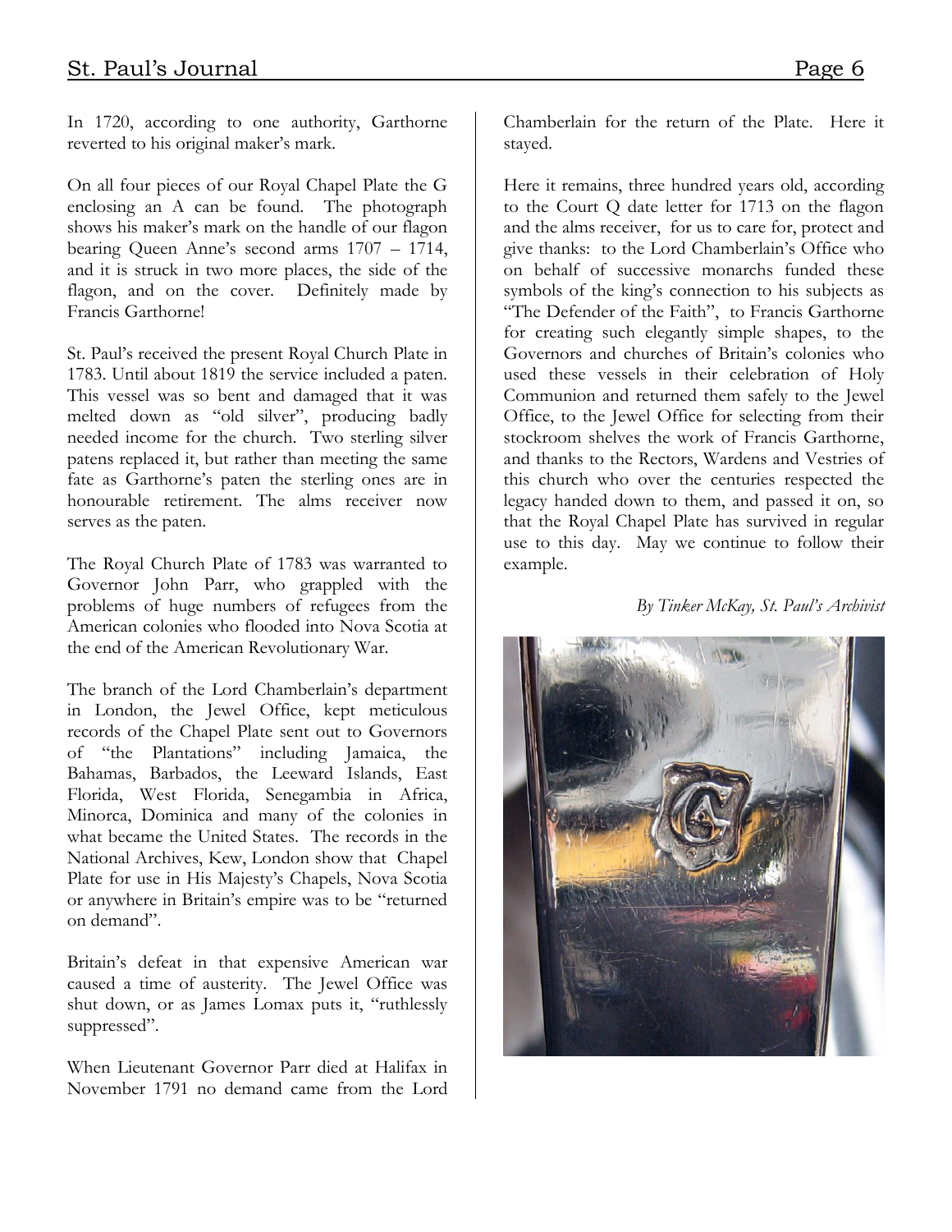In 1720, according to one authority, Garthorne reverted to his original maker's mark.

On all four pieces of our Royal Chapel Plate the G enclosing an A can be found. The photograph shows his maker's mark on the handle of our flagon bearing Queen Anne's second arms 1707 – 1714, and it is struck in two more places, the side of the flagon, and on the cover. Definitely made by Francis Garthorne!

St. Paul's received the present Royal Church Plate in 1783. Until about 1819 the service included a paten. This vessel was so bent and damaged that it was melted down as "old silver", producing badly needed income for the church. Two sterling silver patens replaced it, but rather than meeting the same fate as Garthorne's paten the sterling ones are in honourable retirement. The alms receiver now serves as the paten.

The Royal Church Plate of 1783 was warranted to Governor John Parr, who grappled with the problems of huge numbers of refugees from the American colonies who flooded into Nova Scotia at the end of the American Revolutionary War.

The branch of the Lord Chamberlain's department in London, the Jewel Office, kept meticulous records of the Chapel Plate sent out to Governors of "the Plantations" including Jamaica, the Bahamas, Barbados, the Leeward Islands, East Florida, West Florida, Senegambia in Africa, Minorca, Dominica and many of the colonies in what became the United States. The records in the National Archives, Kew, London show that Chapel Plate for use in His Majesty's Chapels, Nova Scotia or anywhere in Britain's empire was to be "returned on demand".

Britain's defeat in that expensive American war caused a time of austerity. The Jewel Office was shut down, or as James Lomax puts it, "ruthlessly suppressed".

When Lieutenant Governor Parr died at Halifax in November 1791 no demand came from the Lord Chamberlain for the return of the Plate. Here it stayed.

Here it remains, three hundred years old, according to the Court Q date letter for 1713 on the flagon and the alms receiver, for us to care for, protect and give thanks: to the Lord Chamberlain's Office who on behalf of successive monarchs funded these symbols of the king's connection to his subjects as "The Defender of the Faith", to Francis Garthorne for creating such elegantly simple shapes, to the Governors and churches of Britain's colonies who used these vessels in their celebration of Holy Communion and returned them safely to the Jewel Office, to the Jewel Office for selecting from their stockroom shelves the work of Francis Garthorne, and thanks to the Rectors, Wardens and Vestries of this church who over the centuries respected the legacy handed down to them, and passed it on, so that the Royal Chapel Plate has survived in regular use to this day. May we continue to follow their example.

*By Tinker McKay, St. Paul's Archivist*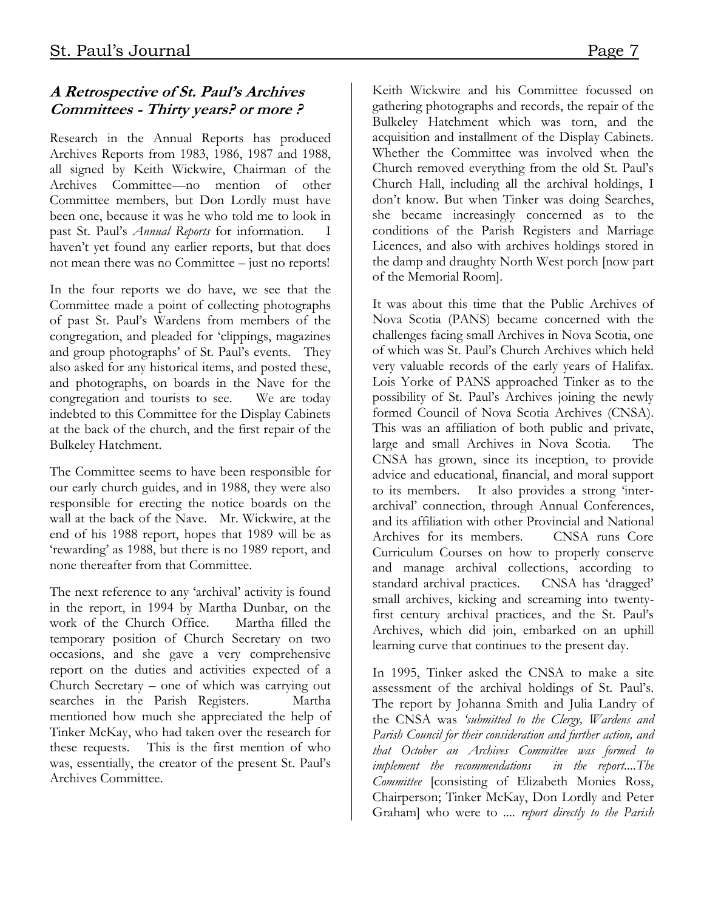## *A Retrospective of St. Paul's Archives Committees - Thirty years? or more ?*

Research in the Annual Reports has produced Archives Reports from 1983, 1986, 1987 and 1988, all signed by Keith Wickwire, Chairman of the Archives Committee—no mention of other Committee members, but Don Lordly must have been one, because it was he who told me to look in past St. Paul's *Annual Reports* for information. I haven't yet found any earlier reports, but that does not mean there was no Committee – just no reports!

In the four reports we do have, we see that the Committee made a point of collecting photographs of past St. Paul's Wardens from members of the congregation, and pleaded for 'clippings, magazines and group photographs' of St. Paul's events. They also asked for any historical items, and posted these, and photographs, on boards in the Nave for the congregation and tourists to see. We are today indebted to this Committee for the Display Cabinets at the back of the church, and the first repair of the Bulkeley Hatchment.

The Committee seems to have been responsible for our early church guides, and in 1988, they were also responsible for erecting the notice boards on the wall at the back of the Nave. Mr. Wickwire, at the end of his 1988 report, hopes that 1989 will be as 'rewarding' as 1988, but there is no 1989 report, and none thereafter from that Committee.

The next reference to any 'archival' activity is found in the report, in 1994 by Martha Dunbar, on the work of the Church Office. Martha filled the temporary position of Church Secretary on two occasions, and she gave a very comprehensive report on the duties and activities expected of a Church Secretary – one of which was carrying out searches in the Parish Registers. Martha mentioned how much she appreciated the help of Tinker McKay, who had taken over the research for these requests. This is the first mention of who was, essentially, the creator of the present St. Paul's Archives Committee.

Keith Wickwire and his Committee focussed on gathering photographs and records, the repair of the Bulkeley Hatchment which was torn, and the acquisition and installment of the Display Cabinets. Whether the Committee was involved when the Church removed everything from the old St. Paul's Church Hall, including all the archival holdings, I don't know. But when Tinker was doing Searches, she became increasingly concerned as to the conditions of the Parish Registers and Marriage Licences, and also with archives holdings stored in the damp and draughty North West porch [now part of the Memorial Room].

It was about this time that the Public Archives of Nova Scotia (PANS) became concerned with the challenges facing small Archives in Nova Scotia, one of which was St. Paul's Church Archives which held very valuable records of the early years of Halifax. Lois Yorke of PANS approached Tinker as to the possibility of St. Paul's Archives joining the newly formed Council of Nova Scotia Archives (CNSA). This was an affiliation of both public and private, large and small Archives in Nova Scotia. The CNSA has grown, since its inception, to provide advice and educational, financial, and moral support to its members. It also provides a strong 'inter-archival' connection, through Annual Conferences, and its affiliation with other Provincial and National Archives for its members. CNSA runs Core Curriculum Courses on how to properly conserve and manage archival collections, according to standard archival practices. CNSA has 'dragged' small archives, kicking and screaming into twenty-first century archival practices, and the St. Paul's Archives, which did join, embarked on an uphill learning curve that continues to the present day.

In 1995, Tinker asked the CNSA to make a site assessment of the archival holdings of St. Paul's. The report by Johanna Smith and Julia Landry of the CNSA was *'submitted to the Clergy, Wardens and Parish Council for their consideration and further action, and that October an Archives Committee was formed to implement the recommendations in the report....The Committee* [consisting of Elizabeth Monies Ross, Chairperson; Tinker McKay, Don Lordly and Peter Graham] who were to .... *report directly to the Parish*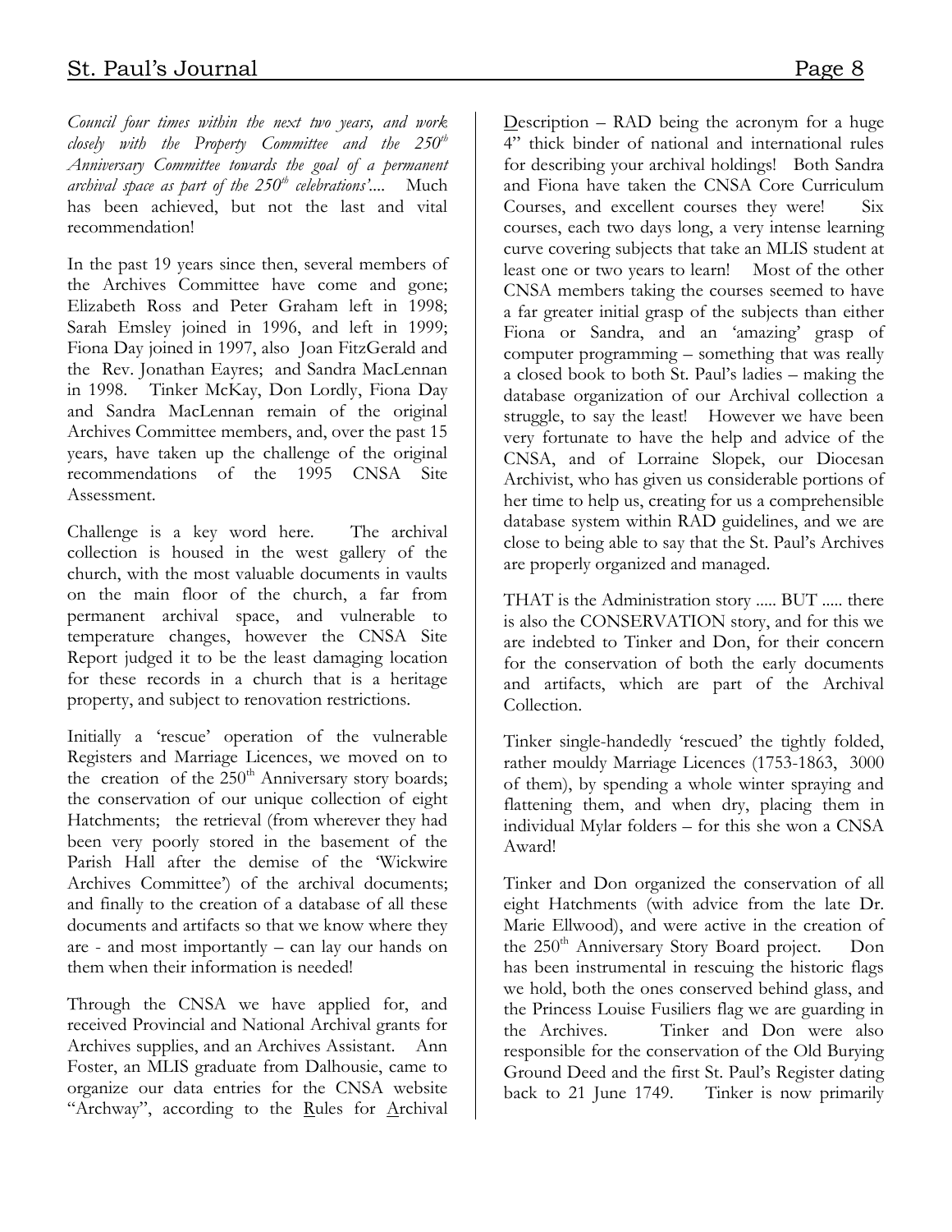*Council four times within the next two years, and work closely with the Property Committee and the 250th Anniversary Committee towards the goal of a permanent archival space as part of the 250th celebrations'....* Much has been achieved, but not the last and vital recommendation!

In the past 19 years since then, several members of the Archives Committee have come and gone; Elizabeth Ross and Peter Graham left in 1998; Sarah Emsley joined in 1996, and left in 1999; Fiona Day joined in 1997, also Joan FitzGerald and the Rev. Jonathan Eayres; and Sandra MacLennan in 1998. Tinker McKay, Don Lordly, Fiona Day and Sandra MacLennan remain of the original Archives Committee members, and, over the past 15 years, have taken up the challenge of the original recommendations of the 1995 CNSA Site Assessment.

Challenge is a key word here. The archival collection is housed in the west gallery of the church, with the most valuable documents in vaults on the main floor of the church, a far from permanent archival space, and vulnerable to temperature changes, however the CNSA Site Report judged it to be the least damaging location for these records in a church that is a heritage property, and subject to renovation restrictions.

Initially a 'rescue' operation of the vulnerable Registers and Marriage Licences, we moved on to the creation of the 250th Anniversary story boards; the conservation of our unique collection of eight Hatchments; the retrieval (from wherever they had been very poorly stored in the basement of the Parish Hall after the demise of the 'Wickwire Archives Committee') of the archival documents; and finally to the creation of a database of all these documents and artifacts so that we know where they are - and most importantly – can lay our hands on them when their information is needed!

Through the CNSA we have applied for, and received Provincial and National Archival grants for Archives supplies, and an Archives Assistant. Ann Foster, an MLIS graduate from Dalhousie, came to organize our data entries for the CNSA website "Archway", according to the <u>R</u>ules for <u>A</u>rchival <u>D</u>escription – RAD being the acronym for a huge 4" thick binder of national and international rules for describing your archival holdings! Both Sandra and Fiona have taken the CNSA Core Curriculum Courses, and excellent courses they were! Six courses, each two days long, a very intense learning curve covering subjects that take an MLIS student at least one or two years to learn! Most of the other CNSA members taking the courses seemed to have a far greater initial grasp of the subjects than either Fiona or Sandra, and an 'amazing' grasp of computer programming – something that was really a closed book to both St. Paul's ladies – making the database organization of our Archival collection a struggle, to say the least! However we have been very fortunate to have the help and advice of the CNSA, and of Lorraine Slopek, our Diocesan Archivist, who has given us considerable portions of her time to help us, creating for us a comprehensible database system within RAD guidelines, and we are close to being able to say that the St. Paul's Archives are properly organized and managed.

THAT is the Administration story ..... BUT ..... there is also the CONSERVATION story, and for this we are indebted to Tinker and Don, for their concern for the conservation of both the early documents and artifacts, which are part of the Archival Collection.

Tinker single-handedly 'rescued' the tightly folded, rather mouldy Marriage Licences (1753-1863, 3000 of them), by spending a whole winter spraying and flattening them, and when dry, placing them in individual Mylar folders – for this she won a CNSA Award!

Tinker and Don organized the conservation of all eight Hatchments (with advice from the late Dr. Marie Ellwood), and were active in the creation of the 250th Anniversary Story Board project. Don has been instrumental in rescuing the historic flags we hold, both the ones conserved behind glass, and the Princess Louise Fusiliers flag we are guarding in the Archives. Tinker and Don were also responsible for the conservation of the Old Burying Ground Deed and the first St. Paul's Register dating back to 21 June 1749. Tinker is now primarily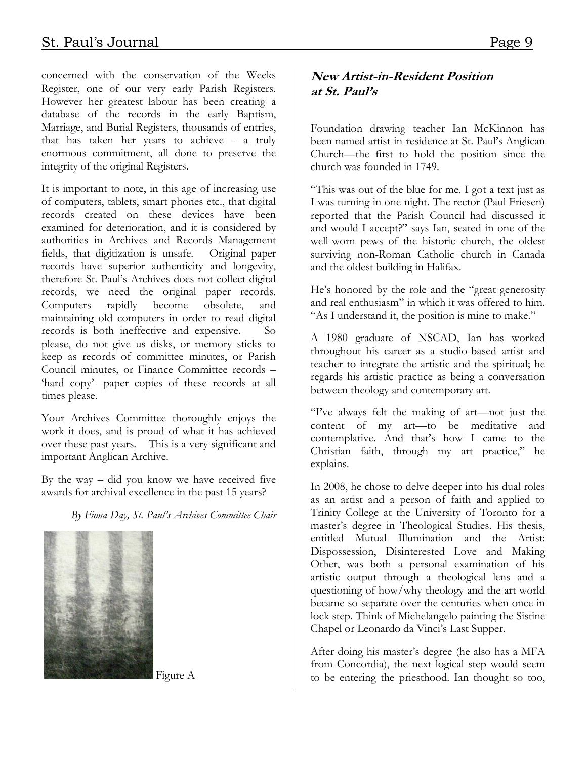concerned with the conservation of the Weeks Register, one of our very early Parish Registers. However her greatest labour has been creating a database of the records in the early Baptism, Marriage, and Burial Registers, thousands of entries, that has taken her years to achieve - a truly enormous commitment, all done to preserve the integrity of the original Registers.

It is important to note, in this age of increasing use of computers, tablets, smart phones etc., that digital records created on these devices have been examined for deterioration, and it is considered by authorities in Archives and Records Management fields, that digitization is unsafe. Original paper records have superior authenticity and longevity, therefore St. Paul's Archives does not collect digital records, we need the original paper records. Computers rapidly become obsolete, and maintaining old computers in order to read digital records is both ineffective and expensive. So please, do not give us disks, or memory sticks to keep as records of committee minutes, or Parish Council minutes, or Finance Committee records – 'hard copy'- paper copies of these records at all times please.

Your Archives Committee thoroughly enjoys the work it does, and is proud of what it has achieved over these past years. This is a very significant and important Anglican Archive.

By the way – did you know we have received five awards for archival excellence in the past 15 years?

*By Fiona Day, St. Paul's Archives Committee Chair*

Figure A

## *New Artist-in-Resident Position at St. Paul's*

Foundation drawing teacher Ian McKinnon has been named artist-in-residence at St. Paul's Anglican Church—the first to hold the position since the church was founded in 1749.

"This was out of the blue for me. I got a text just as I was turning in one night. The rector (Paul Friesen) reported that the Parish Council had discussed it and would I accept?" says Ian, seated in one of the well-worn pews of the historic church, the oldest surviving non-Roman Catholic church in Canada and the oldest building in Halifax.

He's honored by the role and the "great generosity and real enthusiasm" in which it was offered to him. "As I understand it, the position is mine to make."

A 1980 graduate of NSCAD, Ian has worked throughout his career as a studio-based artist and teacher to integrate the artistic and the spiritual; he regards his artistic practice as being a conversation between theology and contemporary art.

"I've always felt the making of art—not just the content of my art—to be meditative and contemplative. And that's how I came to the Christian faith, through my art practice," he explains.

In 2008, he chose to delve deeper into his dual roles as an artist and a person of faith and applied to Trinity College at the University of Toronto for a master's degree in Theological Studies. His thesis, entitled Mutual Illumination and the Artist: Dispossession, Disinterested Love and Making Other, was both a personal examination of his artistic output through a theological lens and a questioning of how/why theology and the art world became so separate over the centuries when once in lock step. Think of Michelangelo painting the Sistine Chapel or Leonardo da Vinci's Last Supper.

After doing his master's degree (he also has a MFA from Concordia), the next logical step would seem to be entering the priesthood. Ian thought so too,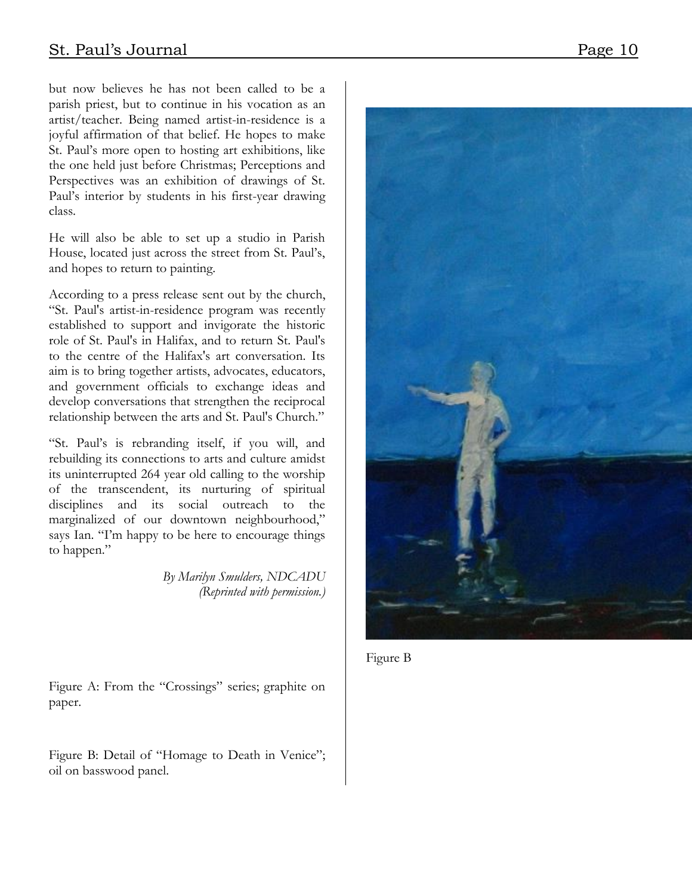but now believes he has not been called to be a parish priest, but to continue in his vocation as an artist/teacher. Being named artist-in-residence is a joyful affirmation of that belief. He hopes to make St. Paul's more open to hosting art exhibitions, like the one held just before Christmas; Perceptions and Perspectives was an exhibition of drawings of St. Paul's interior by students in his first-year drawing class.

He will also be able to set up a studio in Parish House, located just across the street from St. Paul's, and hopes to return to painting.

According to a press release sent out by the church, "St. Paul's artist-in-residence program was recently established to support and invigorate the historic role of St. Paul's in Halifax, and to return St. Paul's to the centre of the Halifax's art conversation. Its aim is to bring together artists, advocates, educators, and government officials to exchange ideas and develop conversations that strengthen the reciprocal relationship between the arts and St. Paul's Church."

"St. Paul's is rebranding itself, if you will, and rebuilding its connections to arts and culture amidst its uninterrupted 264 year old calling to the worship of the transcendent, its nurturing of spiritual disciplines and its social outreach to the marginalized of our downtown neighbourhood," says Ian. "I'm happy to be here to encourage things to happen."

*By Marilyn Smulders, NDCADU*
*(Reprinted with permission.)*

Figure A: From the "Crossings" series; graphite on paper.

Figure B: Detail of "Homage to Death in Venice"; oil on basswood panel.

Figure B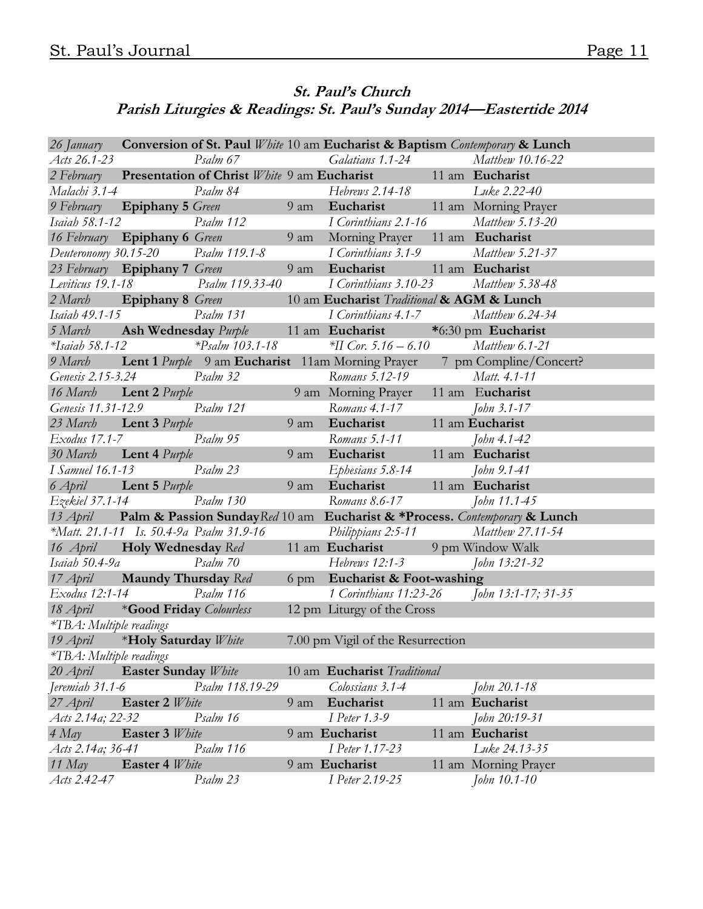## St. Paul's Church
### Parish Liturgies & Readings: St. Paul's Sunday 2014—Eastertide 2014

| | | | |
|---|---|---|---|
| *26 January* **Conversion of St. Paul** *White* | 10 am **Eucharist & Baptism** *Contemporary* **& Lunch** | | |
| *Acts 26.1-23* | *Psalm 67* | *Galatians 1.1-24* | *Matthew 10.16-22* |
| *2 February* **Presentation of Christ** *White* | 9 am **Eucharist** | 11 am **Eucharist** | |
| *Malachi 3.1-4* | *Psalm 84* | *Hebrews 2.14-18* | *Luke 2.22-40* |
| *9 February* **Epiphany 5** *Green* | 9 am **Eucharist** | 11 am Morning Prayer | |
| *Isaiah 58.1-12* | *Psalm 112* | *I Corinthians 2.1-16* | *Matthew 5.13-20* |
| *16 February* **Epiphany 6** *Green* | 9 am Morning Prayer | 11 am **Eucharist** | |
| *Deuteronomy 30.15-20* | *Psalm 119.1-8* | *I Corinthians 3.1-9* | *Matthew 5.21-37* |
| *23 February* **Epiphany 7** *Green* | 9 am **Eucharist** | 11 am **Eucharist** | |
| *Leviticus 19.1-18* | *Psalm 119.33-40* | *I Corinthians 3.10-23* | *Matthew 5.38-48* |
| *2 March* **Epiphany 8** *Green* | 10 am **Eucharist** *Traditional* **& AGM & Lunch** | | |
| *Isaiah 49.1-15* | *Psalm 131* | *I Corinthians 4.1-7* | *Matthew 6.24-34* |
| *5 March* **Ash Wednesday** *Purple* | 11 am **Eucharist** | ***6:30 pm **Eucharist** | |
| *\*Isaiah 58.1-12* | *\*Psalm 103.1-18* | *\*II Cor. 5.16 – 6.10* | *Matthew 6.1-21* |
| *9 March* **Lent 1** *Purple* 9 am **Eucharist** | 11am Morning Prayer | 7 pm Compline/Concert? | |
| *Genesis 2.15-3.24* | *Psalm 32* | *Romans 5.12-19* | *Matt. 4.1-11* |
| *16 March* **Lent 2** *Purple* | 9 am Morning Prayer | 11 am **Eucharist** | |
| *Genesis 11.31-12.9* | *Psalm 121* | *Romans 4.1-17* | *John 3.1-17* |
| *23 March* **Lent 3** *Purple* | 9 am **Eucharist** | 11 am **Eucharist** | |
| *Exodus 17.1-7* | *Psalm 95* | *Romans 5.1-11* | *John 4.1-42* |
| *30 March* **Lent 4** *Purple* | 9 am **Eucharist** | 11 am **Eucharist** | |
| *I Samuel 16.1-13* | *Psalm 23* | *Ephesians 5.8-14* | *John 9.1-41* |
| *6 April* **Lent 5** *Purple* | 9 am **Eucharist** | 11 am **Eucharist** | |
| *Ezekiel 37.1-14* | *Psalm 130* | *Romans 8.6-17* | *John 11.1-45* |
| *13 April* **Palm & Passion Sunday** *Red* | 10 am **Eucharist & \*Process.** *Contemporary* **& Lunch** | | |
| *\*Matt. 21.1-11 Is. 50.4-9a* | *Psalm 31.9-16* | *Philippians 2:5-11* | *Matthew 27.11-54* |
| *16 April* **Holy Wednesday** *Red* | 11 am **Eucharist** | 9 pm Window Walk | |
| *Isaiah 50.4-9a* | *Psalm 70* | *Hebrews 12:1-3* | *John 13:21-32* |
| *17 April* **Maundy Thursday** *Red* | 6 pm **Eucharist & Foot-washing** | | |
| *Exodus 12:1-14* | *Psalm 116* | *1 Corinthians 11:23-26* | *John 13:1-17; 31-35* |
| *18 April* \***Good Friday** *Colourless* | 12 pm Liturgy of the Cross | | |
| *\*TBA: Multiple readings* | | | |
| *19 April* \***Holy Saturday** *White* | 7.00 pm Vigil of the Resurrection | | |
| *\*TBA: Multiple readings* | | | |
| *20 April* **Easter Sunday** *White* | 10 am **Eucharist** *Traditional* | | |
| *Jeremiah 31.1-6* | *Psalm 118.19-29* | *Colossians 3.1-4* | *John 20.1-18* |
| *27 April* **Easter 2** *White* | 9 am **Eucharist** | 11 am **Eucharist** | |
| *Acts 2.14a; 22-32* | *Psalm 16* | *I Peter 1.3-9* | *John 20:19-31* |
| *4 May* **Easter 3** *White* | 9 am **Eucharist** | 11 am **Eucharist** | |
| *Acts 2.14a; 36-41* | *Psalm 116* | *I Peter 1.17-23* | *Luke 24.13-35* |
| *11 May* **Easter 4** *White* | 9 am **Eucharist** | 11 am Morning Prayer | |
| *Acts 2.42-47* | *Psalm 23* | *I Peter 2.19-25* | *John 10.1-10* |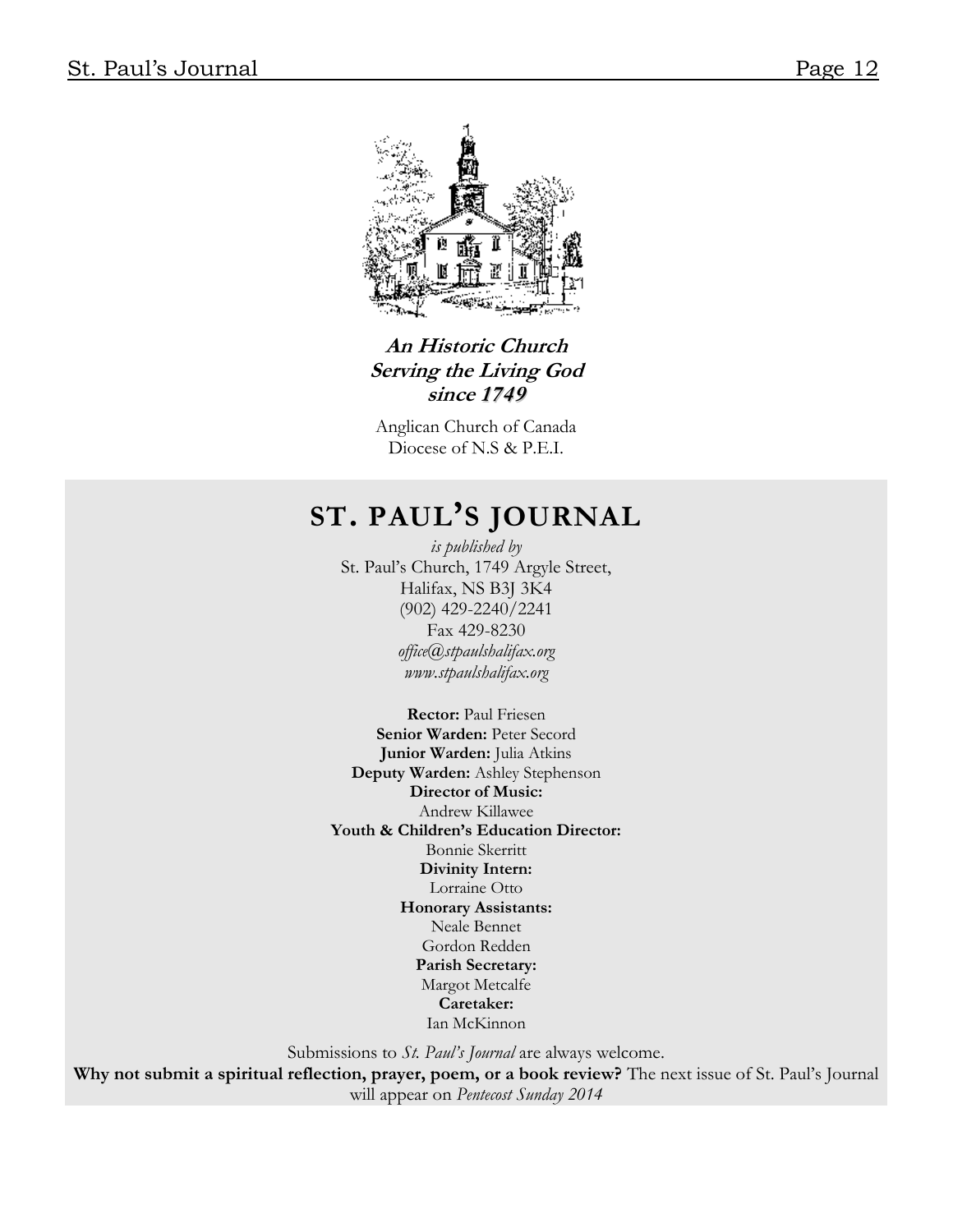***An Historic Church***
***Serving the Living God***
***since 1749***

Anglican Church of Canada
Diocese of N.S & P.E.I.

## ST. PAUL'S JOURNAL

*is published by*
St. Paul's Church, 1749 Argyle Street,
Halifax, NS B3J 3K4
(902) 429-2240/2241
Fax 429-8230
*office@stpaulshalifax.org*
*www.stpaulshalifax.org*

**Rector:** Paul Friesen
**Senior Warden:** Peter Secord
**Junior Warden:** Julia Atkins
**Deputy Warden:** Ashley Stephenson
**Director of Music:**
Andrew Killawee
**Youth & Children's Education Director:**
Bonnie Skerritt
**Divinity Intern:**
Lorraine Otto
**Honorary Assistants:**
Neale Bennet
Gordon Redden
**Parish Secretary:**
Margot Metcalfe
**Caretaker:**
Ian McKinnon

Submissions to *St. Paul's Journal* are always welcome.
**Why not submit a spiritual reflection, prayer, poem, or a book review?** The next issue of St. Paul's Journal will appear on *Pentecost Sunday 2014*